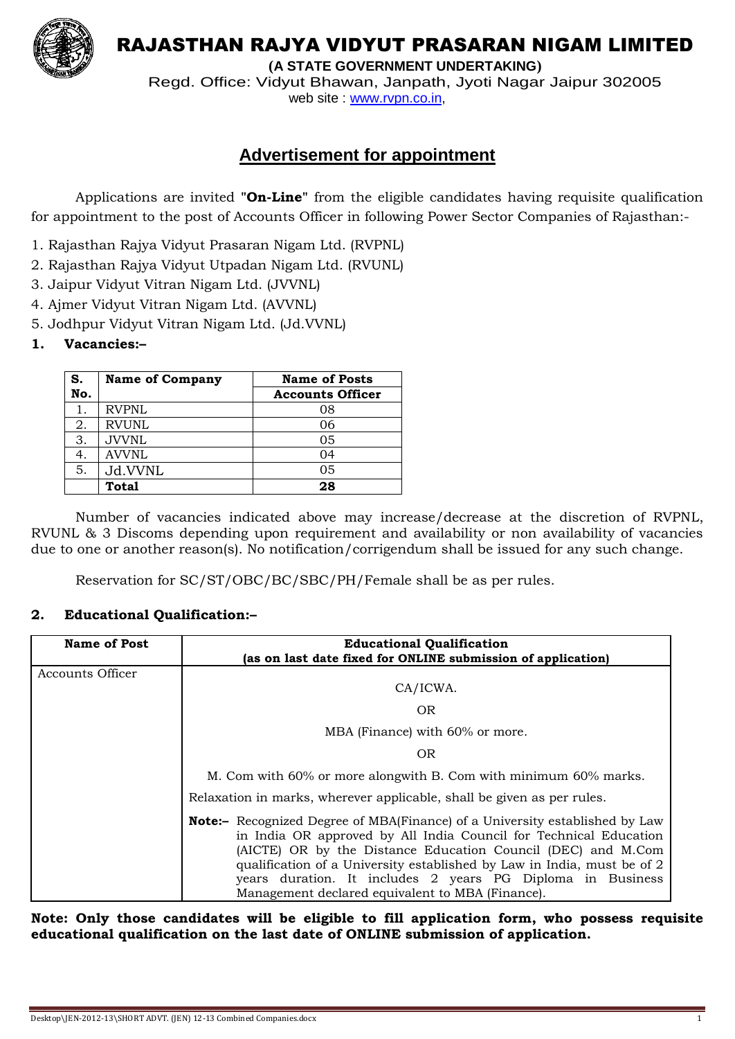# RAJASTHAN RAJYA VIDYUT PRASARAN NIGAM LIMITED

**(A STATE GOVERNMENT UNDERTAKING)**

Regd. Office: Vidyut Bhawan, Janpath, Jyoti Nagar Jaipur 302005

web site : www.rvpn.co.in,

## Advertisement for appointment

Applications are invited "**On-Line**" from the eligible candidates having requisite qualification for appointment to the post of Accounts Officer in following Power Sector Companies of Rajasthan:-

1. Rajasthan Rajya Vidyut Prasaran Nigam Ltd. (RVPNL)
2. Rajasthan Rajya Vidyut Utpadan Nigam Ltd. (RVUNL)
3. Jaipur Vidyut Vitran Nigam Ltd. (JVVNL)
4. Ajmer Vidyut Vitran Nigam Ltd. (AVVNL)
5. Jodhpur Vidyut Vitran Nigam Ltd. (Jd.VVNL)

**1. Vacancies:–**

| S. No. | Name of Company | Name of Posts |
|---|---|---|
| | | **Accounts Officer** |
| 1. | RVPNL | 08 |
| 2. | RVUNL | 06 |
| 3. | JVVNL | 05 |
| 4. | AVVNL | 04 |
| 5. | Jd.VVNL | 05 |
| | **Total** | **28** |

Number of vacancies indicated above may increase/decrease at the discretion of RVPNL, RVUNL & 3 Discoms depending upon requirement and availability or non availability of vacancies due to one or another reason(s). No notification/corrigendum shall be issued for any such change.

Reservation for SC/ST/OBC/BC/SBC/PH/Female shall be as per rules.

**2. Educational Qualification:–**

| Name of Post | Educational Qualification (as on last date fixed for ONLINE submission of application) |
|---|---|
| Accounts Officer | CA/ICWA.<br>OR<br>MBA (Finance) with 60% or more.<br>OR<br>M. Com with 60% or more alongwith B. Com with minimum 60% marks.<br>Relaxation in marks, wherever applicable, shall be given as per rules.<br>**Note:–** Recognized Degree of MBA(Finance) of a University established by Law in India OR approved by All India Council for Technical Education (AICTE) OR by the Distance Education Council (DEC) and M.Com qualification of a University established by Law in India, must be of 2 years duration. It includes 2 years PG Diploma in Business Management declared equivalent to MBA (Finance). |

**Note: Only those candidates will be eligible to fill application form, who possess requisite educational qualification on the last date of ONLINE submission of application.**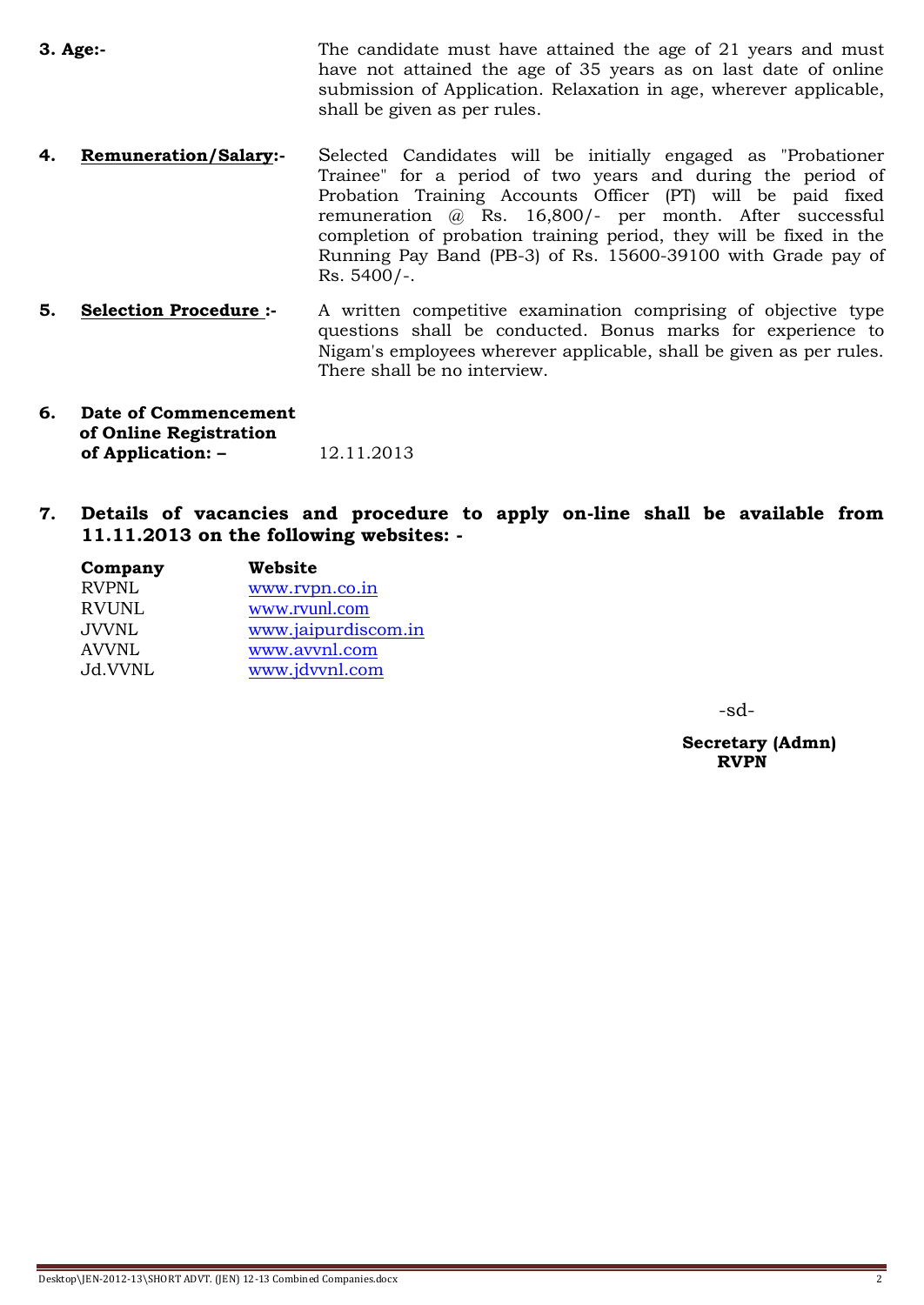**3. Age:-** The candidate must have attained the age of 21 years and must have not attained the age of 35 years as on last date of online submission of Application. Relaxation in age, wherever applicable, shall be given as per rules.

**4. Remuneration/Salary:-** Selected Candidates will be initially engaged as "Probationer Trainee" for a period of two years and during the period of Probation Training Accounts Officer (PT) will be paid fixed remuneration @ Rs. 16,800/- per month. After successful completion of probation training period, they will be fixed in the Running Pay Band (PB-3) of Rs. 15600-39100 with Grade pay of Rs. 5400/-.

**5. Selection Procedure :-** A written competitive examination comprising of objective type questions shall be conducted. Bonus marks for experience to Nigam's employees wherever applicable, shall be given as per rules. There shall be no interview.

**6. Date of Commencement of Online Registration of Application: –** 12.11.2013

**7. Details of vacancies and procedure to apply on-line shall be available from 11.11.2013 on the following websites: -**

| Company | Website |
|---|---|
| RVPNL | www.rvpn.co.in |
| RVUNL | www.rvunl.com |
| JVVNL | www.jaipurdiscom.in |
| AVVNL | www.avvnl.com |
| Jd.VVNL | www.jdvvnl.com |

-sd-

**Secretary (Admn)**
**RVPN**

Desktop\JEN-2012-13\SHORT ADVT. (JEN) 12-13 Combined Companies.docx